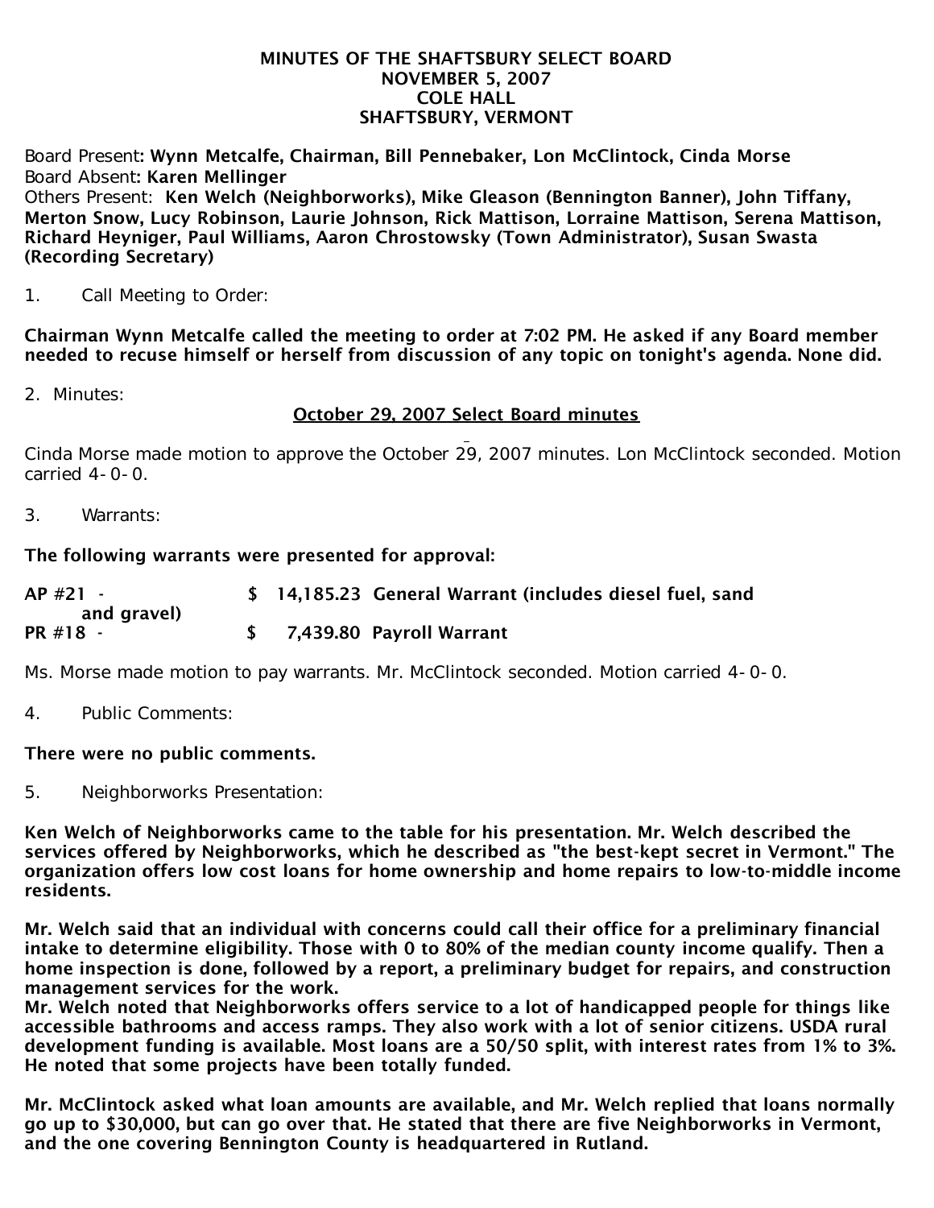**MINUTES OF THE SHAFTSBURY SELECT BOARD**
**NOVEMBER 5, 2007**
**COLE HALL**
**SHAFTSBURY, VERMONT**

Board Present: **Wynn Metcalfe, Chairman, Bill Pennebaker, Lon McClintock, Cinda Morse**
Board Absent: **Karen Mellinger**
Others Present: **Ken Welch (Neighborworks), Mike Gleason (Bennington Banner), John Tiffany, Merton Snow, Lucy Robinson, Laurie Johnson, Rick Mattison, Lorraine Mattison, Serena Mattison, Richard Heyniger, Paul Williams, Aaron Chrostowsky (Town Administrator), Susan Swasta (Recording Secretary)**

1. Call Meeting to Order:

**Chairman Wynn Metcalfe called the meeting to order at 7:02 PM. He asked if any Board member needed to recuse himself or herself from discussion of any topic on tonight's agenda. None did.**

2. Minutes:

<u>October 29, 2007 Select Board minutes</u>

Cinda Morse made motion to approve the October 29, 2007 minutes. Lon McClintock seconded. Motion carried 4-0-0.

3. Warrants:

**The following warrants were presented for approval:**

| | | |
|---|---|---|
| **AP #21 -** | **$ 14,185.23** | **General Warrant (includes diesel fuel, sand and gravel)** |
| **PR #18 -** | **$ 7,439.80** | **Payroll Warrant** |

Ms. Morse made motion to pay warrants. Mr. McClintock seconded. Motion carried 4-0-0.

4. Public Comments:

**There were no public comments.**

5. Neighborworks Presentation:

**Ken Welch of Neighborworks came to the table for his presentation. Mr. Welch described the services offered by Neighborworks, which he described as "the best-kept secret in Vermont." The organization offers low cost loans for home ownership and home repairs to low-to-middle income residents.**

**Mr. Welch said that an individual with concerns could call their office for a preliminary financial intake to determine eligibility. Those with 0 to 80% of the median county income qualify. Then a home inspection is done, followed by a report, a preliminary budget for repairs, and construction management services for the work.**
**Mr. Welch noted that Neighborworks offers service to a lot of handicapped people for things like accessible bathrooms and access ramps. They also work with a lot of senior citizens. USDA rural development funding is available. Most loans are a 50/50 split, with interest rates from 1% to 3%. He noted that some projects have been totally funded.**

**Mr. McClintock asked what loan amounts are available, and Mr. Welch replied that loans normally go up to $30,000, but can go over that. He stated that there are five Neighborworks in Vermont, and the one covering Bennington County is headquartered in Rutland.**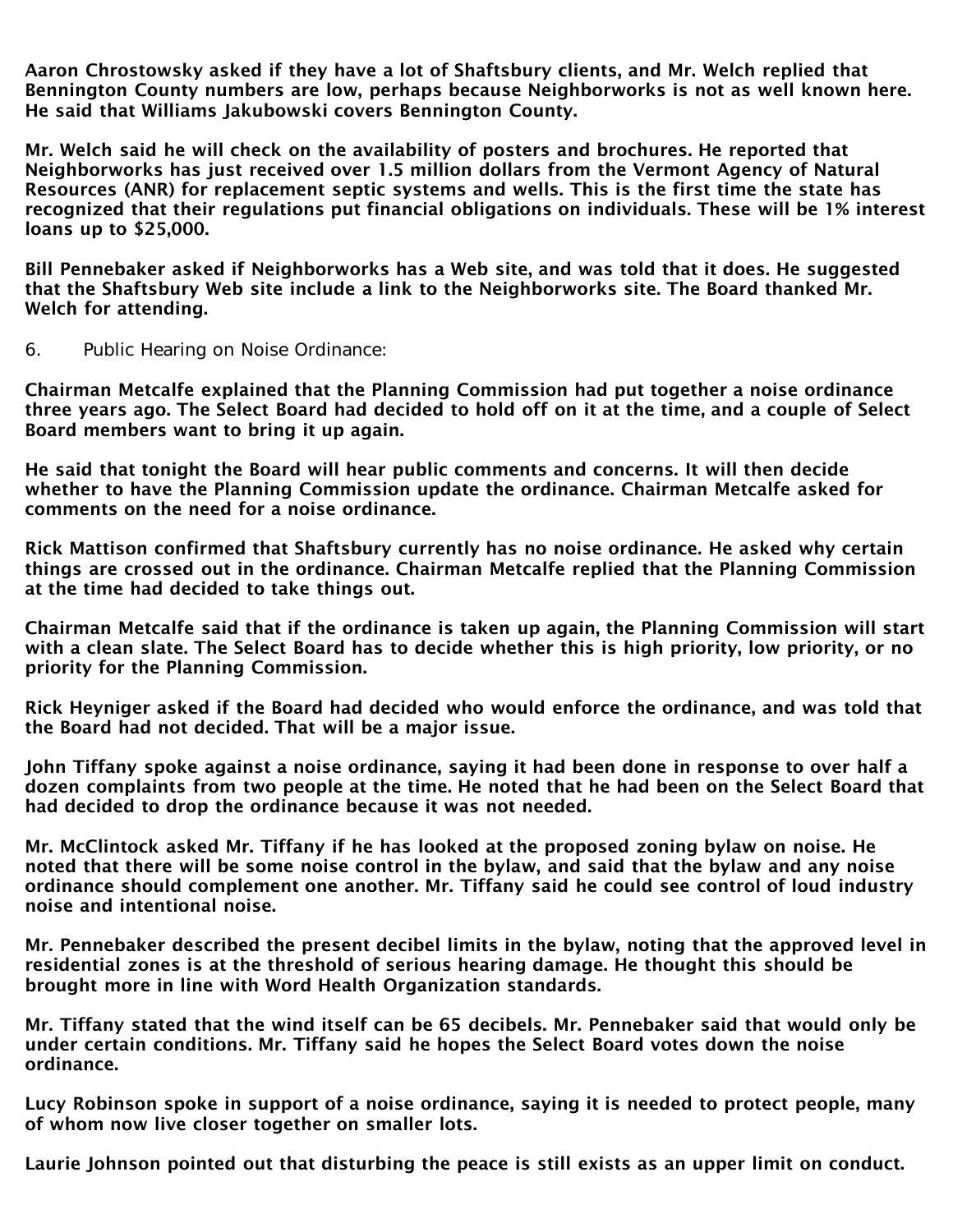Aaron Chrostowsky asked if they have a lot of Shaftsbury clients, and Mr. Welch replied that Bennington County numbers are low, perhaps because Neighborworks is not as well known here. He said that Williams Jakubowski covers Bennington County.

Mr. Welch said he will check on the availability of posters and brochures. He reported that Neighborworks has just received over 1.5 million dollars from the Vermont Agency of Natural Resources (ANR) for replacement septic systems and wells. This is the first time the state has recognized that their regulations put financial obligations on individuals. These will be 1% interest loans up to $25,000.

Bill Pennebaker asked if Neighborworks has a Web site, and was told that it does. He suggested that the Shaftsbury Web site include a link to the Neighborworks site. The Board thanked Mr. Welch for attending.

6. Public Hearing on Noise Ordinance:

Chairman Metcalfe explained that the Planning Commission had put together a noise ordinance three years ago. The Select Board had decided to hold off on it at the time, and a couple of Select Board members want to bring it up again.

He said that tonight the Board will hear public comments and concerns. It will then decide whether to have the Planning Commission update the ordinance. Chairman Metcalfe asked for comments on the need for a noise ordinance.

Rick Mattison confirmed that Shaftsbury currently has no noise ordinance. He asked why certain things are crossed out in the ordinance. Chairman Metcalfe replied that the Planning Commission at the time had decided to take things out.

Chairman Metcalfe said that if the ordinance is taken up again, the Planning Commission will start with a clean slate. The Select Board has to decide whether this is high priority, low priority, or no priority for the Planning Commission.

Rick Heyniger asked if the Board had decided who would enforce the ordinance, and was told that the Board had not decided. That will be a major issue.

John Tiffany spoke against a noise ordinance, saying it had been done in response to over half a dozen complaints from two people at the time. He noted that he had been on the Select Board that had decided to drop the ordinance because it was not needed.

Mr. McClintock asked Mr. Tiffany if he has looked at the proposed zoning bylaw on noise. He noted that there will be some noise control in the bylaw, and said that the bylaw and any noise ordinance should complement one another. Mr. Tiffany said he could see control of loud industry noise and intentional noise.

Mr. Pennebaker described the present decibel limits in the bylaw, noting that the approved level in residential zones is at the threshold of serious hearing damage. He thought this should be brought more in line with Word Health Organization standards.

Mr. Tiffany stated that the wind itself can be 65 decibels. Mr. Pennebaker said that would only be under certain conditions. Mr. Tiffany said he hopes the Select Board votes down the noise ordinance.

Lucy Robinson spoke in support of a noise ordinance, saying it is needed to protect people, many of whom now live closer together on smaller lots.

Laurie Johnson pointed out that disturbing the peace is still exists as an upper limit on conduct.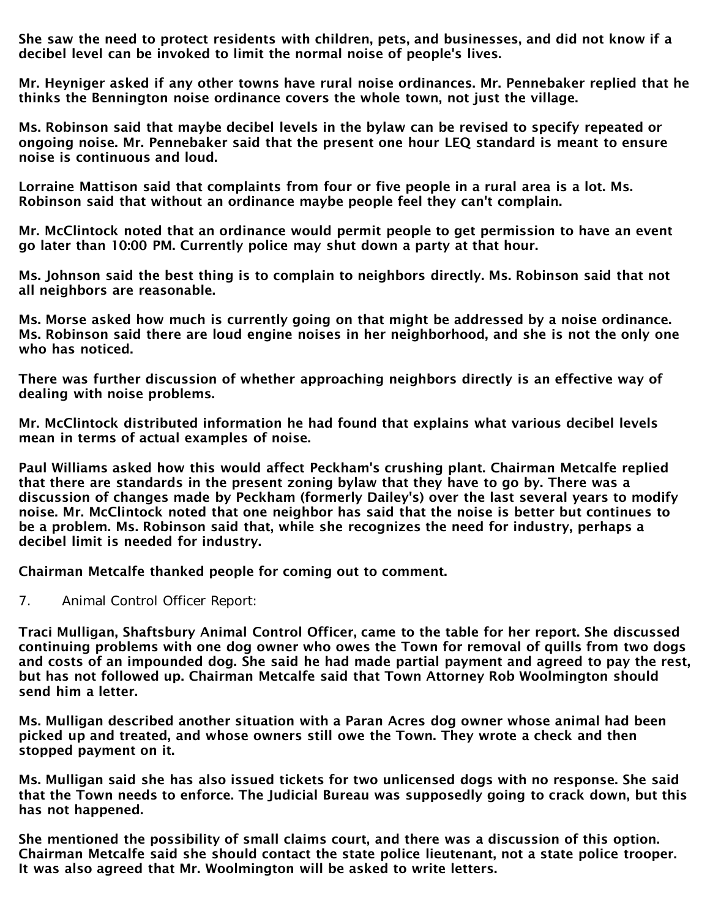She saw the need to protect residents with children, pets, and businesses, and did not know if a decibel level can be invoked to limit the normal noise of people's lives.

Mr. Heyniger asked if any other towns have rural noise ordinances. Mr. Pennebaker replied that he thinks the Bennington noise ordinance covers the whole town, not just the village.

Ms. Robinson said that maybe decibel levels in the bylaw can be revised to specify repeated or ongoing noise. Mr. Pennebaker said that the present one hour LEQ standard is meant to ensure noise is continuous and loud.

Lorraine Mattison said that complaints from four or five people in a rural area is a lot. Ms. Robinson said that without an ordinance maybe people feel they can't complain.

Mr. McClintock noted that an ordinance would permit people to get permission to have an event go later than 10:00 PM. Currently police may shut down a party at that hour.

Ms. Johnson said the best thing is to complain to neighbors directly. Ms. Robinson said that not all neighbors are reasonable.

Ms. Morse asked how much is currently going on that might be addressed by a noise ordinance. Ms. Robinson said there are loud engine noises in her neighborhood, and she is not the only one who has noticed.

There was further discussion of whether approaching neighbors directly is an effective way of dealing with noise problems.

Mr. McClintock distributed information he had found that explains what various decibel levels mean in terms of actual examples of noise.

Paul Williams asked how this would affect Peckham's crushing plant. Chairman Metcalfe replied that there are standards in the present zoning bylaw that they have to go by. There was a discussion of changes made by Peckham (formerly Dailey's) over the last several years to modify noise. Mr. McClintock noted that one neighbor has said that the noise is better but continues to be a problem. Ms. Robinson said that, while she recognizes the need for industry, perhaps a decibel limit is needed for industry.

Chairman Metcalfe thanked people for coming out to comment.

7. Animal Control Officer Report:

Traci Mulligan, Shaftsbury Animal Control Officer, came to the table for her report. She discussed continuing problems with one dog owner who owes the Town for removal of quills from two dogs and costs of an impounded dog. She said he had made partial payment and agreed to pay the rest, but has not followed up. Chairman Metcalfe said that Town Attorney Rob Woolmington should send him a letter.

Ms. Mulligan described another situation with a Paran Acres dog owner whose animal had been picked up and treated, and whose owners still owe the Town. They wrote a check and then stopped payment on it.

Ms. Mulligan said she has also issued tickets for two unlicensed dogs with no response. She said that the Town needs to enforce. The Judicial Bureau was supposedly going to crack down, but this has not happened.

She mentioned the possibility of small claims court, and there was a discussion of this option. Chairman Metcalfe said she should contact the state police lieutenant, not a state police trooper. It was also agreed that Mr. Woolmington will be asked to write letters.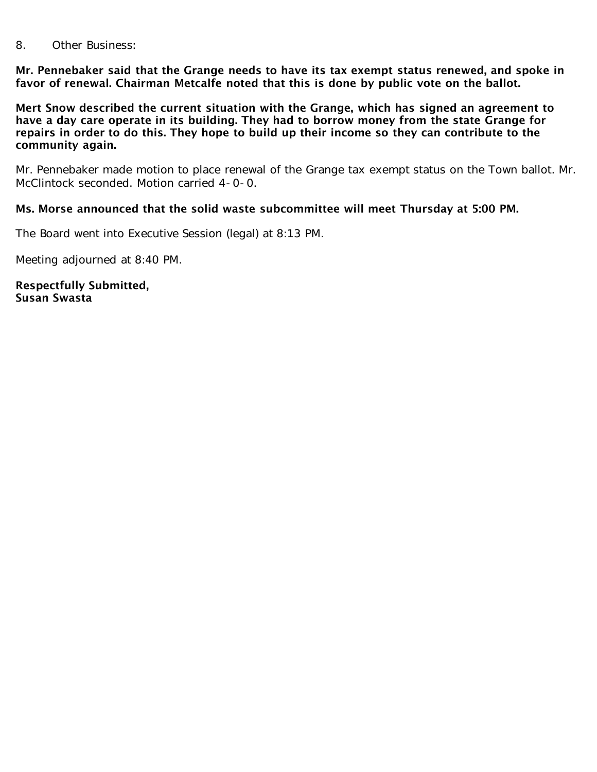8. Other Business:

**Mr. Pennebaker said that the Grange needs to have its tax exempt status renewed, and spoke in favor of renewal. Chairman Metcalfe noted that this is done by public vote on the ballot.**

**Mert Snow described the current situation with the Grange, which has signed an agreement to have a day care operate in its building. They had to borrow money from the state Grange for repairs in order to do this. They hope to build up their income so they can contribute to the community again.**

Mr. Pennebaker made motion to place renewal of the Grange tax exempt status on the Town ballot. Mr. McClintock seconded. Motion carried 4-0-0.

**Ms. Morse announced that the solid waste subcommittee will meet Thursday at 5:00 PM.**

The Board went into Executive Session (legal) at 8:13 PM.

Meeting adjourned at 8:40 PM.

**Respectfully Submitted,**
**Susan Swasta**